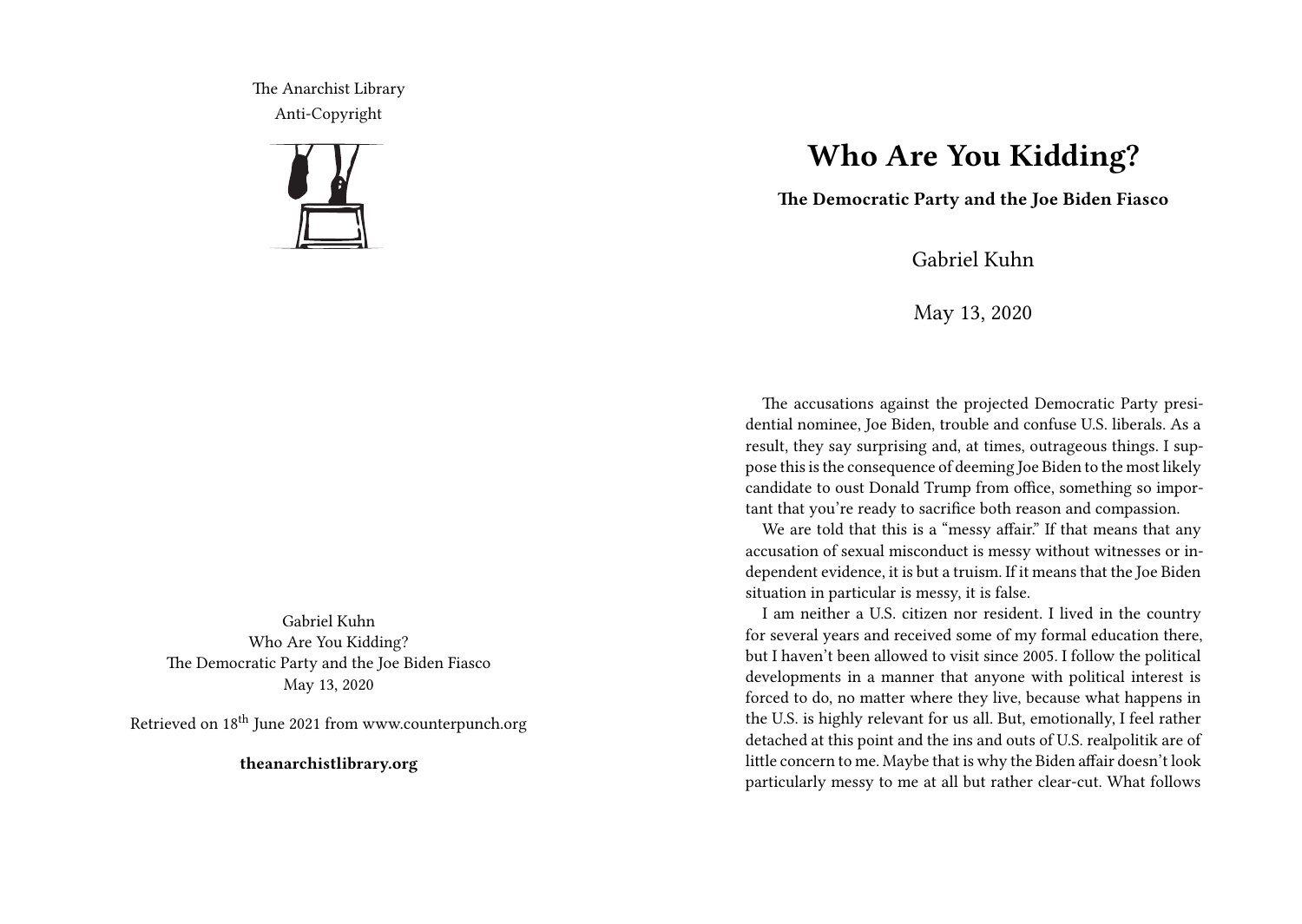The Anarchist Library
Anti-Copyright

Gabriel Kuhn
Who Are You Kidding?
The Democratic Party and the Joe Biden Fiasco
May 13, 2020

Retrieved on 18th June 2021 from www.counterpunch.org

**theanarchistlibrary.org**

# Who Are You Kidding?

**The Democratic Party and the Joe Biden Fiasco**

Gabriel Kuhn

May 13, 2020

The accusations against the projected Democratic Party presidential nominee, Joe Biden, trouble and confuse U.S. liberals. As a result, they say surprising and, at times, outrageous things. I suppose this is the consequence of deeming Joe Biden to the most likely candidate to oust Donald Trump from office, something so important that you're ready to sacrifice both reason and compassion.

We are told that this is a "messy affair." If that means that any accusation of sexual misconduct is messy without witnesses or independent evidence, it is but a truism. If it means that the Joe Biden situation in particular is messy, it is false.

I am neither a U.S. citizen nor resident. I lived in the country for several years and received some of my formal education there, but I haven't been allowed to visit since 2005. I follow the political developments in a manner that anyone with political interest is forced to do, no matter where they live, because what happens in the U.S. is highly relevant for us all. But, emotionally, I feel rather detached at this point and the ins and outs of U.S. realpolitik are of little concern to me. Maybe that is why the Biden affair doesn't look particularly messy to me at all but rather clear-cut. What follows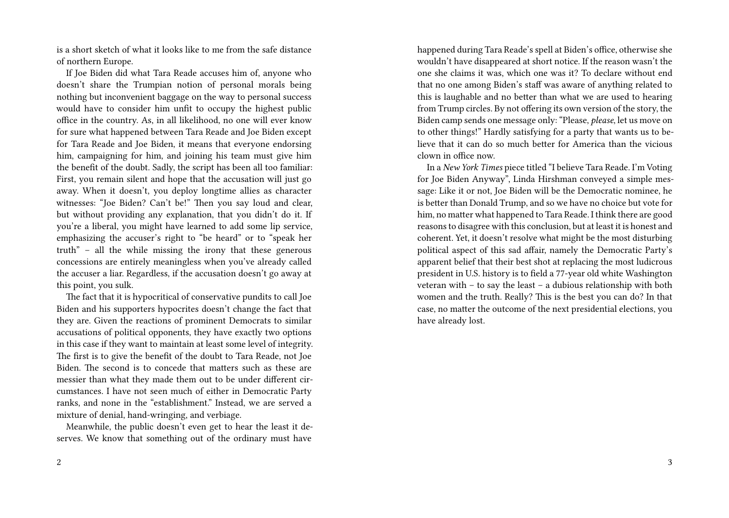is a short sketch of what it looks like to me from the safe distance of northern Europe.

If Joe Biden did what Tara Reade accuses him of, anyone who doesn't share the Trumpian notion of personal morals being nothing but inconvenient baggage on the way to personal success would have to consider him unfit to occupy the highest public office in the country. As, in all likelihood, no one will ever know for sure what happened between Tara Reade and Joe Biden except for Tara Reade and Joe Biden, it means that everyone endorsing him, campaigning for him, and joining his team must give him the benefit of the doubt. Sadly, the script has been all too familiar: First, you remain silent and hope that the accusation will just go away. When it doesn't, you deploy longtime allies as character witnesses: "Joe Biden? Can't be!" Then you say loud and clear, but without providing any explanation, that you didn't do it. If you're a liberal, you might have learned to add some lip service, emphasizing the accuser's right to "be heard" or to "speak her truth" – all the while missing the irony that these generous concessions are entirely meaningless when you've already called the accuser a liar. Regardless, if the accusation doesn't go away at this point, you sulk.

The fact that it is hypocritical of conservative pundits to call Joe Biden and his supporters hypocrites doesn't change the fact that they are. Given the reactions of prominent Democrats to similar accusations of political opponents, they have exactly two options in this case if they want to maintain at least some level of integrity. The first is to give the benefit of the doubt to Tara Reade, not Joe Biden. The second is to concede that matters such as these are messier than what they made them out to be under different circumstances. I have not seen much of either in Democratic Party ranks, and none in the "establishment." Instead, we are served a mixture of denial, hand-wringing, and verbiage.

Meanwhile, the public doesn't even get to hear the least it deserves. We know that something out of the ordinary must have happened during Tara Reade's spell at Biden's office, otherwise she wouldn't have disappeared at short notice. If the reason wasn't the one she claims it was, which one was it? To declare without end that no one among Biden's staff was aware of anything related to this is laughable and no better than what we are used to hearing from Trump circles. By not offering its own version of the story, the Biden camp sends one message only: "Please, *please*, let us move on to other things!" Hardly satisfying for a party that wants us to believe that it can do so much better for America than the vicious clown in office now.

In a *New York Times* piece titled "I believe Tara Reade. I'm Voting for Joe Biden Anyway", Linda Hirshman conveyed a simple message: Like it or not, Joe Biden will be the Democratic nominee, he is better than Donald Trump, and so we have no choice but vote for him, no matter what happened to Tara Reade. I think there are good reasons to disagree with this conclusion, but at least it is honest and coherent. Yet, it doesn't resolve what might be the most disturbing political aspect of this sad affair, namely the Democratic Party's apparent belief that their best shot at replacing the most ludicrous president in U.S. history is to field a 77-year old white Washington veteran with – to say the least – a dubious relationship with both women and the truth. Really? This is the best you can do? In that case, no matter the outcome of the next presidential elections, you have already lost.